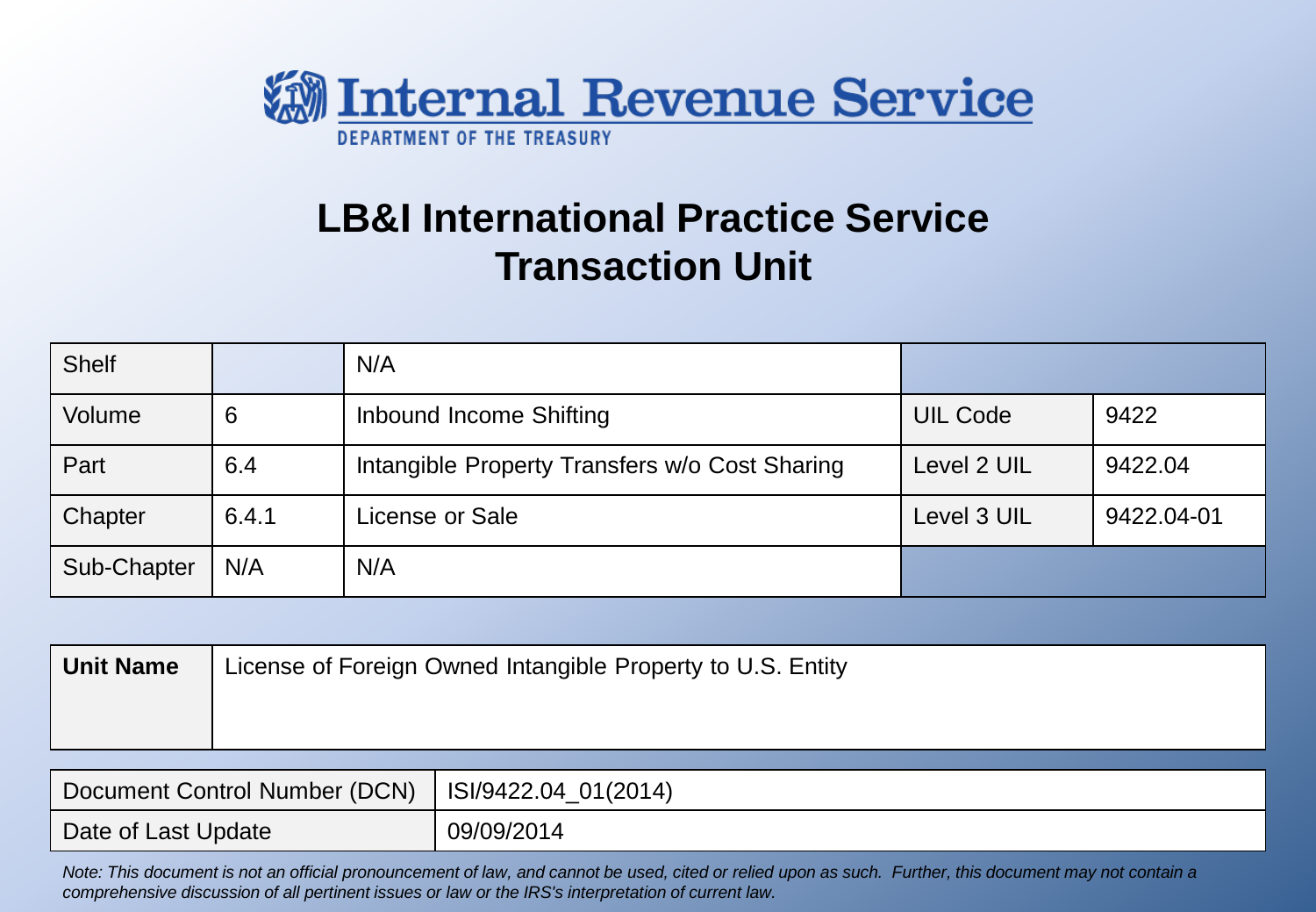Internal Revenue Service

DEPARTMENT OF THE TREASURY

# LB&I International Practice Service Transaction Unit

| Shelf | | N/A | | |
|---|---|---|---|---|
| Volume | 6 | Inbound Income Shifting | UIL Code | 9422 |
| Part | 6.4 | Intangible Property Transfers w/o Cost Sharing | Level 2 UIL | 9422.04 |
| Chapter | 6.4.1 | License or Sale | Level 3 UIL | 9422.04-01 |
| Sub-Chapter | N/A | N/A | | |

| **Unit Name** | License of Foreign Owned Intangible Property to U.S. Entity |
|---|---|

| Document Control Number (DCN) | ISI/9422.04_01(2014) |
|---|---|
| Date of Last Update | 09/09/2014 |

*Note: This document is not an official pronouncement of law, and cannot be used, cited or relied upon as such. Further, this document may not contain a comprehensive discussion of all pertinent issues or law or the IRS's interpretation of current law.*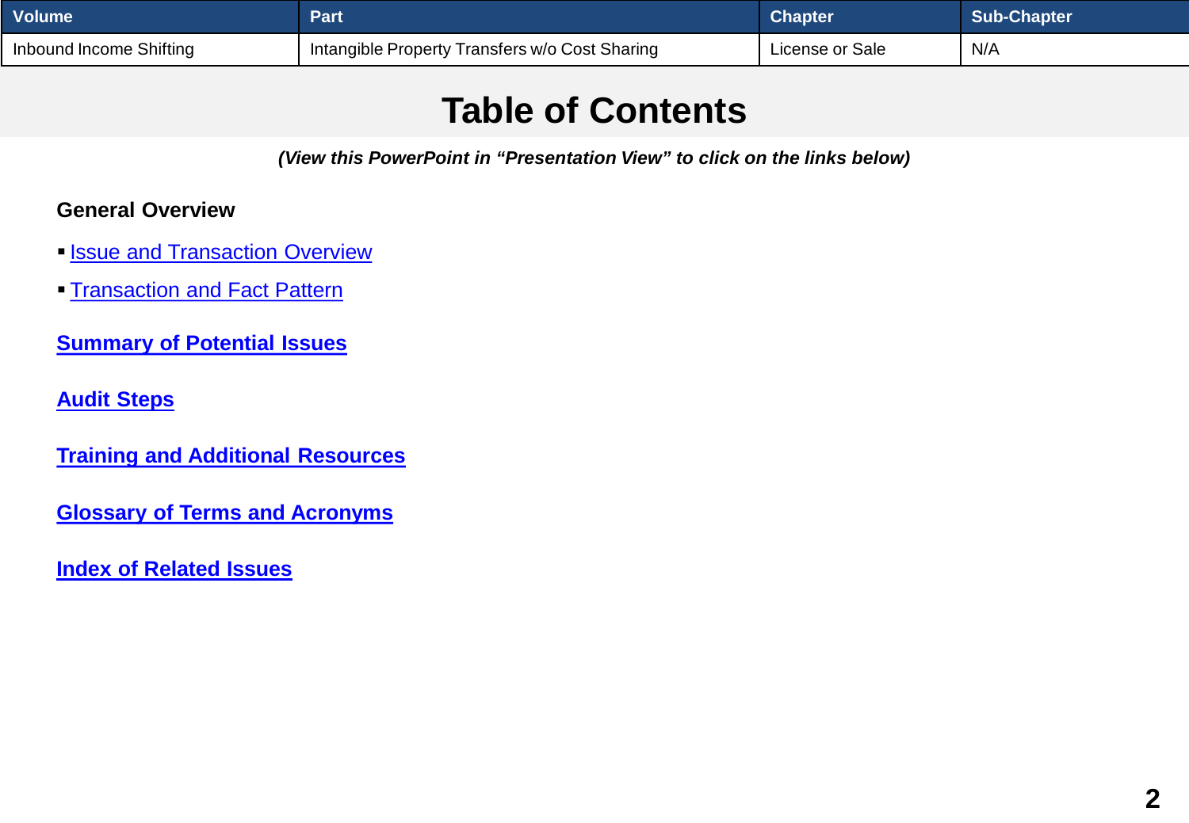| Volume | Part | Chapter | Sub-Chapter |
| --- | --- | --- | --- |
| Inbound Income Shifting | Intangible Property Transfers w/o Cost Sharing | License or Sale | N/A |

# Table of Contents

***(View this PowerPoint in "Presentation View" to click on the links below)***

**General Overview**

- Issue and Transaction Overview
- Transaction and Fact Pattern

**Summary of Potential Issues**

**Audit Steps**

**Training and Additional Resources**

**Glossary of Terms and Acronyms**

**Index of Related Issues**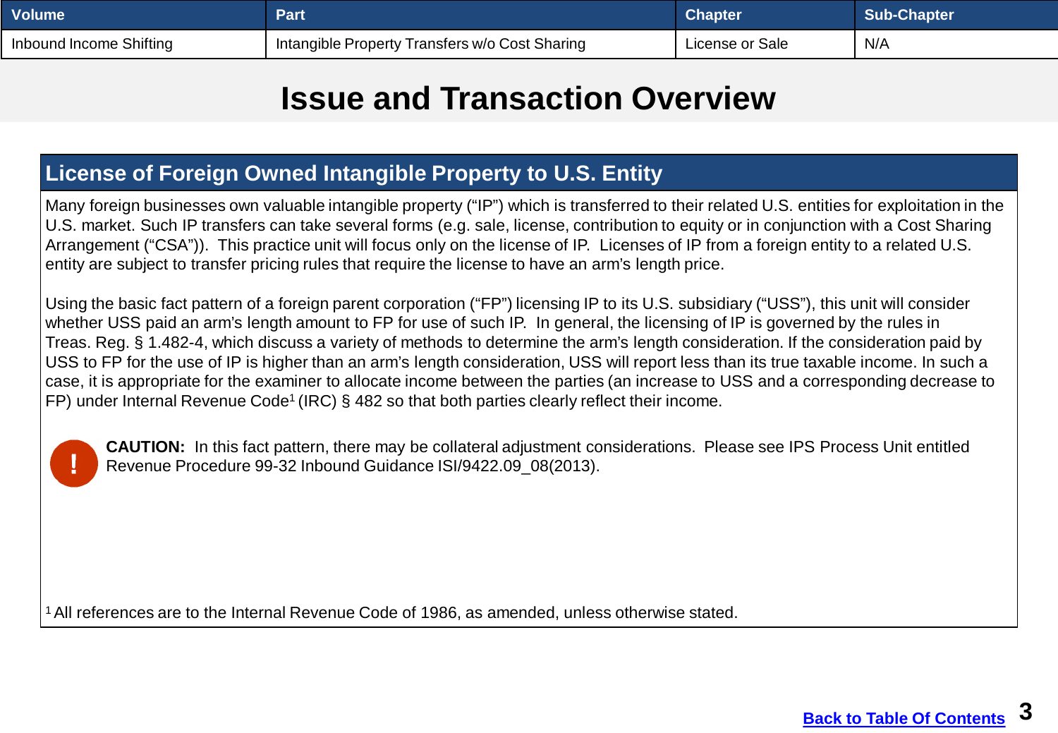| Volume | Part | Chapter | Sub-Chapter |
|---|---|---|---|
| Inbound Income Shifting | Intangible Property Transfers w/o Cost Sharing | License or Sale | N/A |

# Issue and Transaction Overview

## License of Foreign Owned Intangible Property to U.S. Entity

Many foreign businesses own valuable intangible property ("IP") which is transferred to their related U.S. entities for exploitation in the U.S. market. Such IP transfers can take several forms (e.g. sale, license, contribution to equity or in conjunction with a Cost Sharing Arrangement ("CSA")). This practice unit will focus only on the license of IP. Licenses of IP from a foreign entity to a related U.S. entity are subject to transfer pricing rules that require the license to have an arm's length price.

Using the basic fact pattern of a foreign parent corporation ("FP") licensing IP to its U.S. subsidiary ("USS"), this unit will consider whether USS paid an arm's length amount to FP for use of such IP. In general, the licensing of IP is governed by the rules in Treas. Reg. § 1.482-4, which discuss a variety of methods to determine the arm's length consideration. If the consideration paid by USS to FP for the use of IP is higher than an arm's length consideration, USS will report less than its true taxable income. In such a case, it is appropriate for the examiner to allocate income between the parties (an increase to USS and a corresponding decrease to FP) under Internal Revenue Code[1] (IRC) § 482 so that both parties clearly reflect their income.

**CAUTION:** In this fact pattern, there may be collateral adjustment considerations. Please see IPS Process Unit entitled Revenue Procedure 99-32 Inbound Guidance ISI/9422.09_08(2013).

[1] All references are to the Internal Revenue Code of 1986, as amended, unless otherwise stated.

Back to Table Of Contents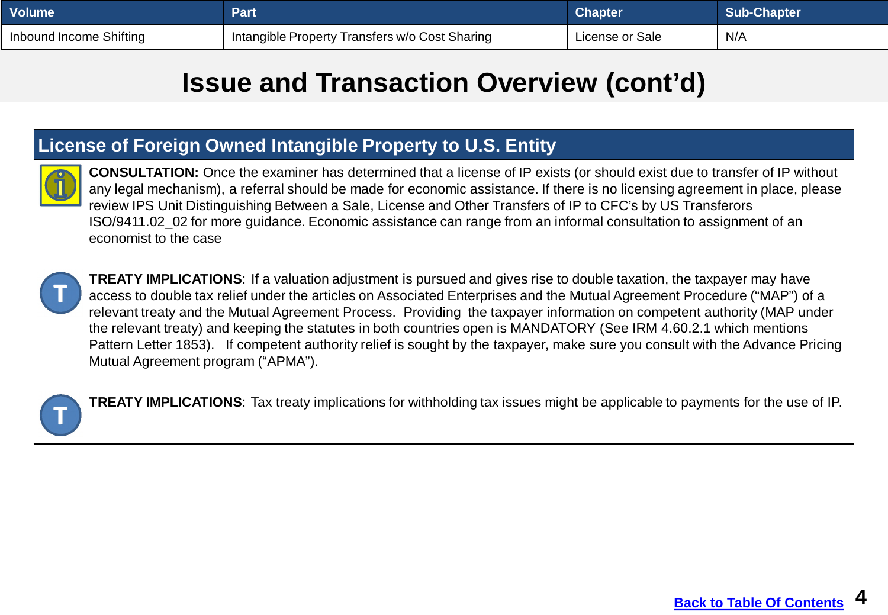| Volume | Part | Chapter | Sub-Chapter |
|---|---|---|---|
| Inbound Income Shifting | Intangible Property Transfers w/o Cost Sharing | License or Sale | N/A |

# Issue and Transaction Overview (cont'd)

## License of Foreign Owned Intangible Property to U.S. Entity

**CONSULTATION:** Once the examiner has determined that a license of IP exists (or should exist due to transfer of IP without any legal mechanism), a referral should be made for economic assistance. If there is no licensing agreement in place, please review IPS Unit Distinguishing Between a Sale, License and Other Transfers of IP to CFC's by US Transferors ISO/9411.02_02 for more guidance. Economic assistance can range from an informal consultation to assignment of an economist to the case

**TREATY IMPLICATIONS**: If a valuation adjustment is pursued and gives rise to double taxation, the taxpayer may have access to double tax relief under the articles on Associated Enterprises and the Mutual Agreement Procedure ("MAP") of a relevant treaty and the Mutual Agreement Process. Providing the taxpayer information on competent authority (MAP under the relevant treaty) and keeping the statutes in both countries open is MANDATORY (See IRM 4.60.2.1 which mentions Pattern Letter 1853). If competent authority relief is sought by the taxpayer, make sure you consult with the Advance Pricing Mutual Agreement program ("APMA").

**TREATY IMPLICATIONS**: Tax treaty implications for withholding tax issues might be applicable to payments for the use of IP.

Back to Table Of Contents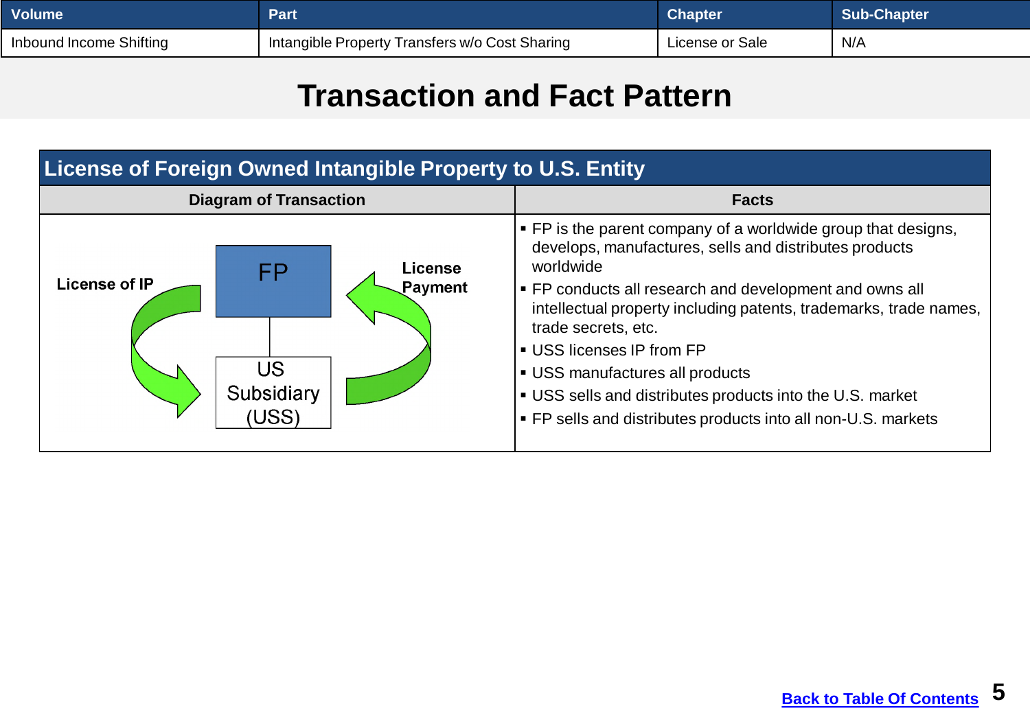| Volume | Part | Chapter | Sub-Chapter |
| --- | --- | --- | --- |
| Inbound Income Shifting | Intangible Property Transfers w/o Cost Sharing | License or Sale | N/A |

# Transaction and Fact Pattern

## License of Foreign Owned Intangible Property to U.S. Entity

| Diagram of Transaction | Facts |
| --- | --- |
| FP; US Subsidiary (USS); License of IP; License Payment | ▪ FP is the parent company of a worldwide group that designs, develops, manufactures, sells and distributes products worldwide<br>▪ FP conducts all research and development and owns all intellectual property including patents, trademarks, trade names, trade secrets, etc.<br>▪ USS licenses IP from FP<br>▪ USS manufactures all products<br>▪ USS sells and distributes products into the U.S. market<br>▪ FP sells and distributes products into all non-U.S. markets |

Back to Table Of Contents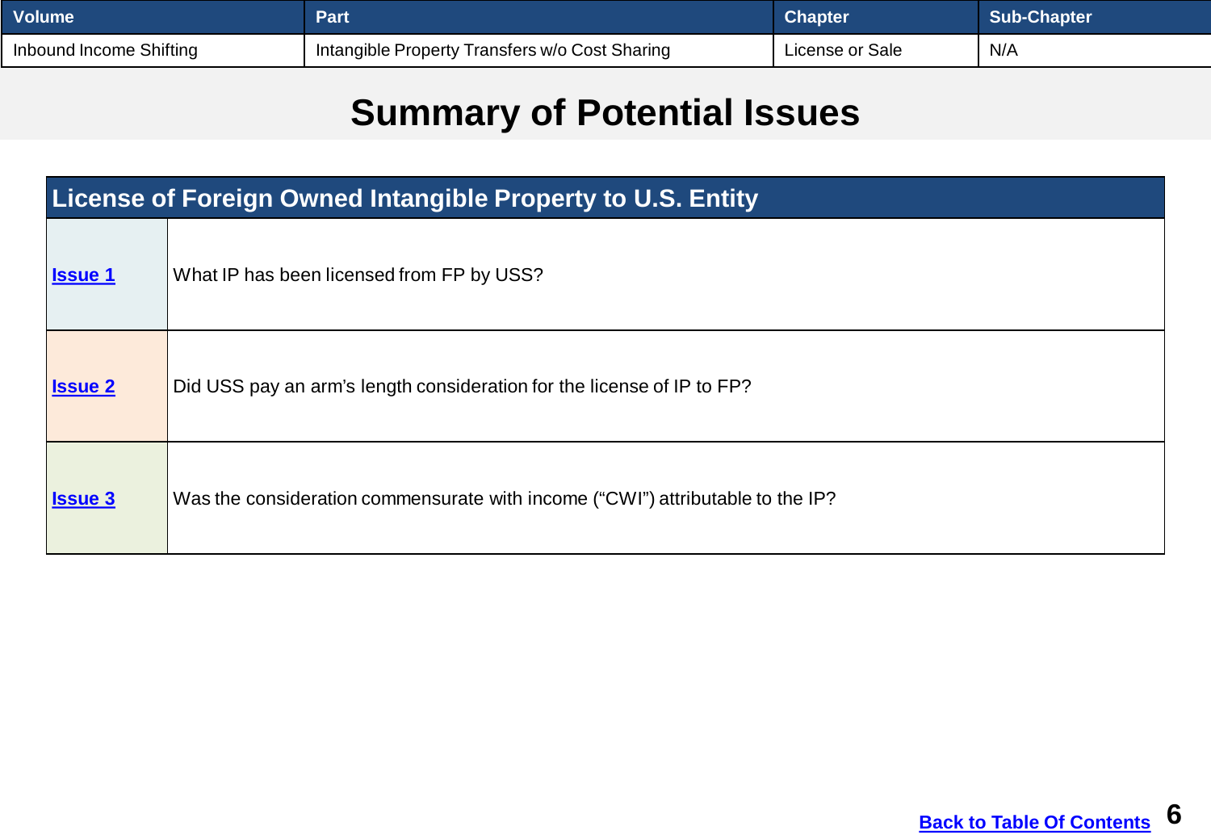| Volume | Part | Chapter | Sub-Chapter |
|---|---|---|---|
| Inbound Income Shifting | Intangible Property Transfers w/o Cost Sharing | License or Sale | N/A |

# Summary of Potential Issues

| License of Foreign Owned Intangible Property to U.S. Entity | |
|---|---|
| Issue 1 | What IP has been licensed from FP by USS? |
| Issue 2 | Did USS pay an arm's length consideration for the license of IP to FP? |
| Issue 3 | Was the consideration commensurate with income ("CWI") attributable to the IP? |

Back to Table Of Contents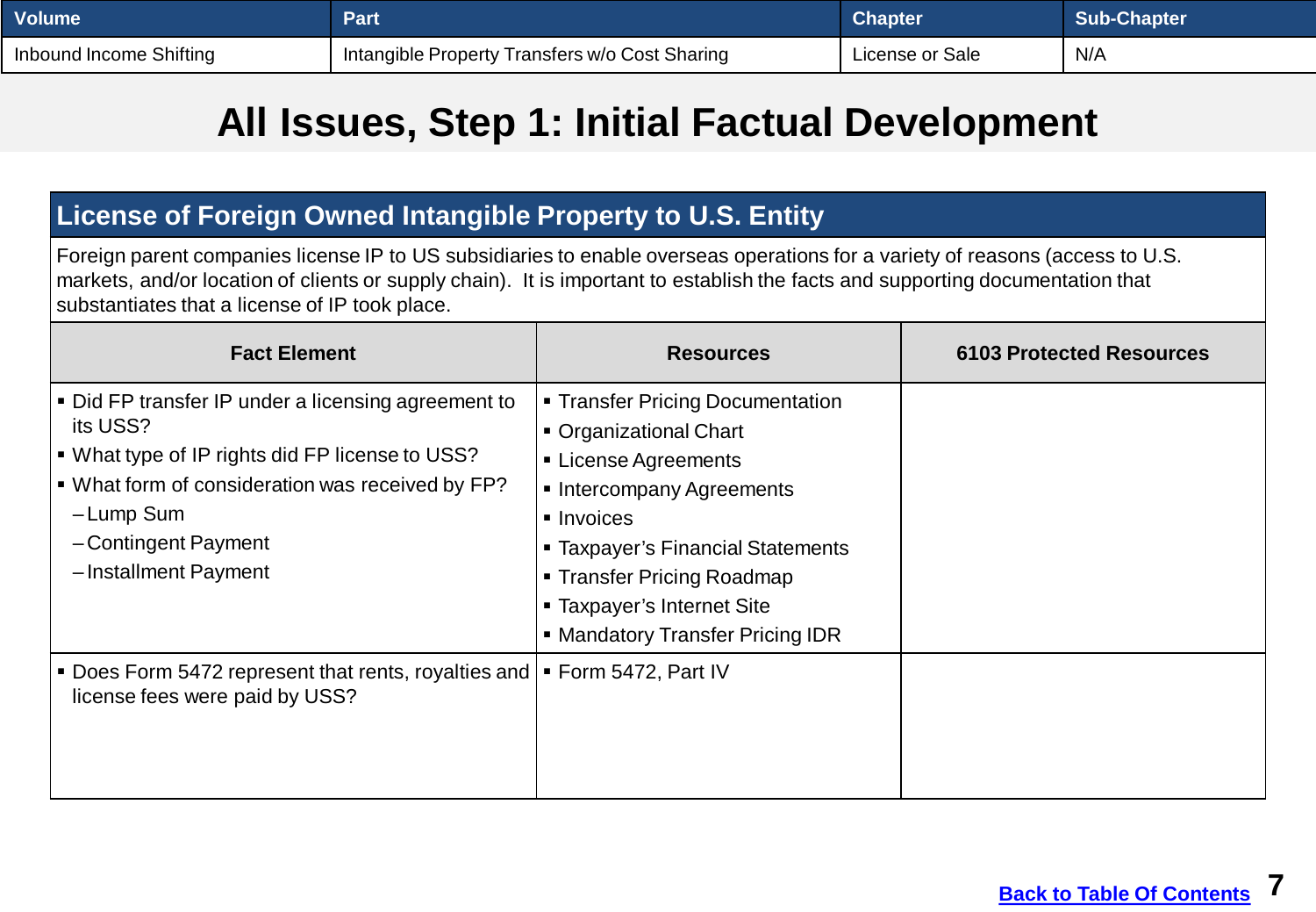| Volume | Part | Chapter | Sub-Chapter |
|---|---|---|---|
| Inbound Income Shifting | Intangible Property Transfers w/o Cost Sharing | License or Sale | N/A |

# All Issues, Step 1: Initial Factual Development

## License of Foreign Owned Intangible Property to U.S. Entity

Foreign parent companies license IP to US subsidiaries to enable overseas operations for a variety of reasons (access to U.S. markets, and/or location of clients or supply chain). It is important to establish the facts and supporting documentation that substantiates that a license of IP took place.

| Fact Element | Resources | 6103 Protected Resources |
|---|---|---|
| ▪ Did FP transfer IP under a licensing agreement to its USS?<br>▪ What type of IP rights did FP license to USS?<br>▪ What form of consideration was received by FP?<br>– Lump Sum<br>– Contingent Payment<br>– Installment Payment | ▪ Transfer Pricing Documentation<br>▪ Organizational Chart<br>▪ License Agreements<br>▪ Intercompany Agreements<br>▪ Invoices<br>▪ Taxpayer's Financial Statements<br>▪ Transfer Pricing Roadmap<br>▪ Taxpayer's Internet Site<br>▪ Mandatory Transfer Pricing IDR | |
| ▪ Does Form 5472 represent that rents, royalties and license fees were paid by USS? | ▪ Form 5472, Part IV | |

Back to Table Of Contents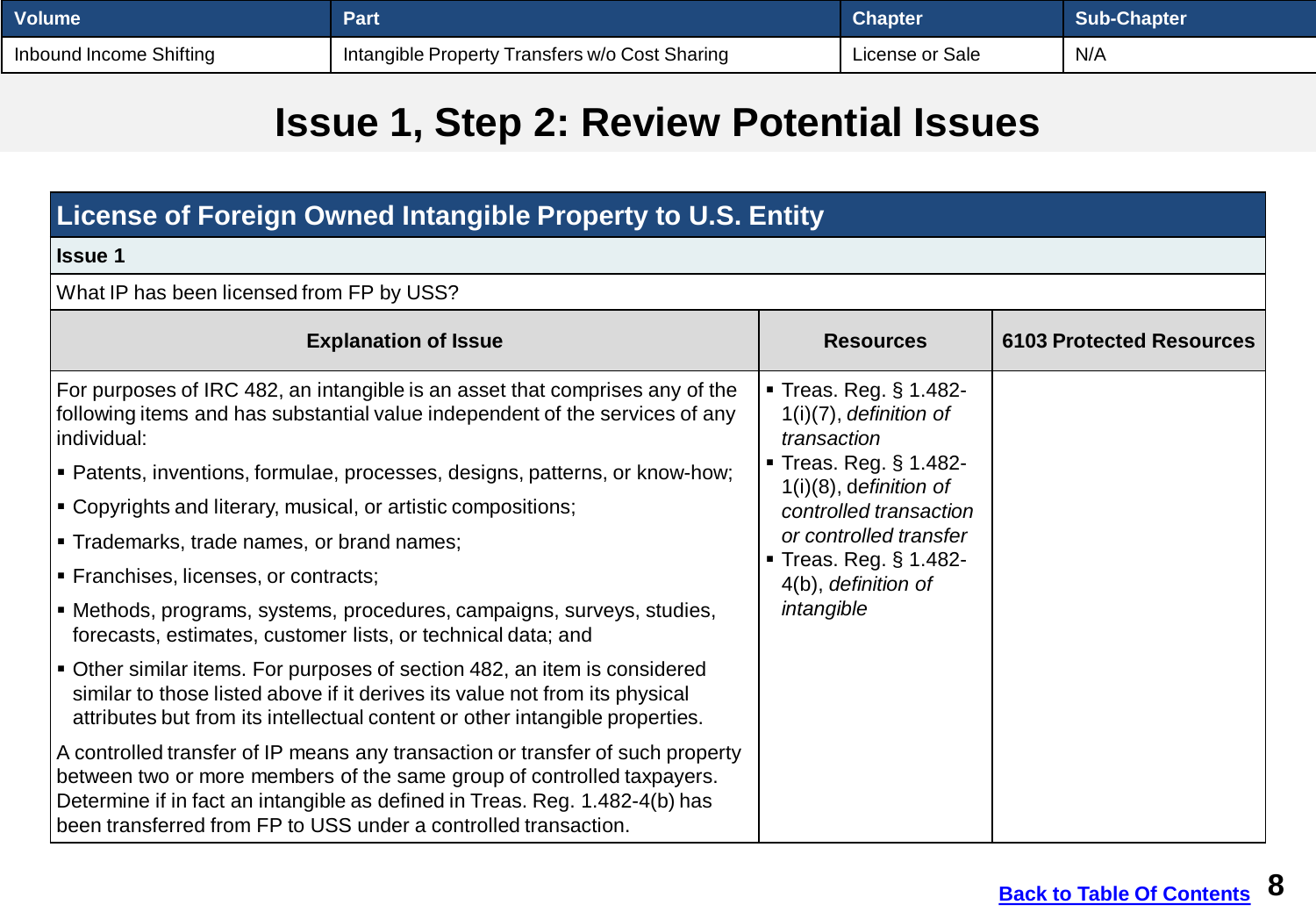| Volume | Part | Chapter | Sub-Chapter |
|---|---|---|---|
| Inbound Income Shifting | Intangible Property Transfers w/o Cost Sharing | License or Sale | N/A |

# Issue 1, Step 2: Review Potential Issues

## License of Foreign Owned Intangible Property to U.S. Entity

**Issue 1**

What IP has been licensed from FP by USS?

| Explanation of Issue | Resources | 6103 Protected Resources |
|---|---|---|
| For purposes of IRC 482, an intangible is an asset that comprises any of the following items and has substantial value independent of the services of any individual:<br>▪ Patents, inventions, formulae, processes, designs, patterns, or know-how;<br>▪ Copyrights and literary, musical, or artistic compositions;<br>▪ Trademarks, trade names, or brand names;<br>▪ Franchises, licenses, or contracts;<br>▪ Methods, programs, systems, procedures, campaigns, surveys, studies, forecasts, estimates, customer lists, or technical data; and<br>▪ Other similar items. For purposes of section 482, an item is considered similar to those listed above if it derives its value not from its physical attributes but from its intellectual content or other intangible properties.<br>A controlled transfer of IP means any transaction or transfer of such property between two or more members of the same group of controlled taxpayers. Determine if in fact an intangible as defined in Treas. Reg. 1.482-4(b) has been transferred from FP to USS under a controlled transaction. | ▪ Treas. Reg. § 1.482-1(i)(7), *definition of transaction*<br>▪ Treas. Reg. § 1.482-1(i)(8), *definition of controlled transaction or controlled transfer*<br>▪ Treas. Reg. § 1.482-4(b), *definition of intangible* | |

Back to Table Of Contents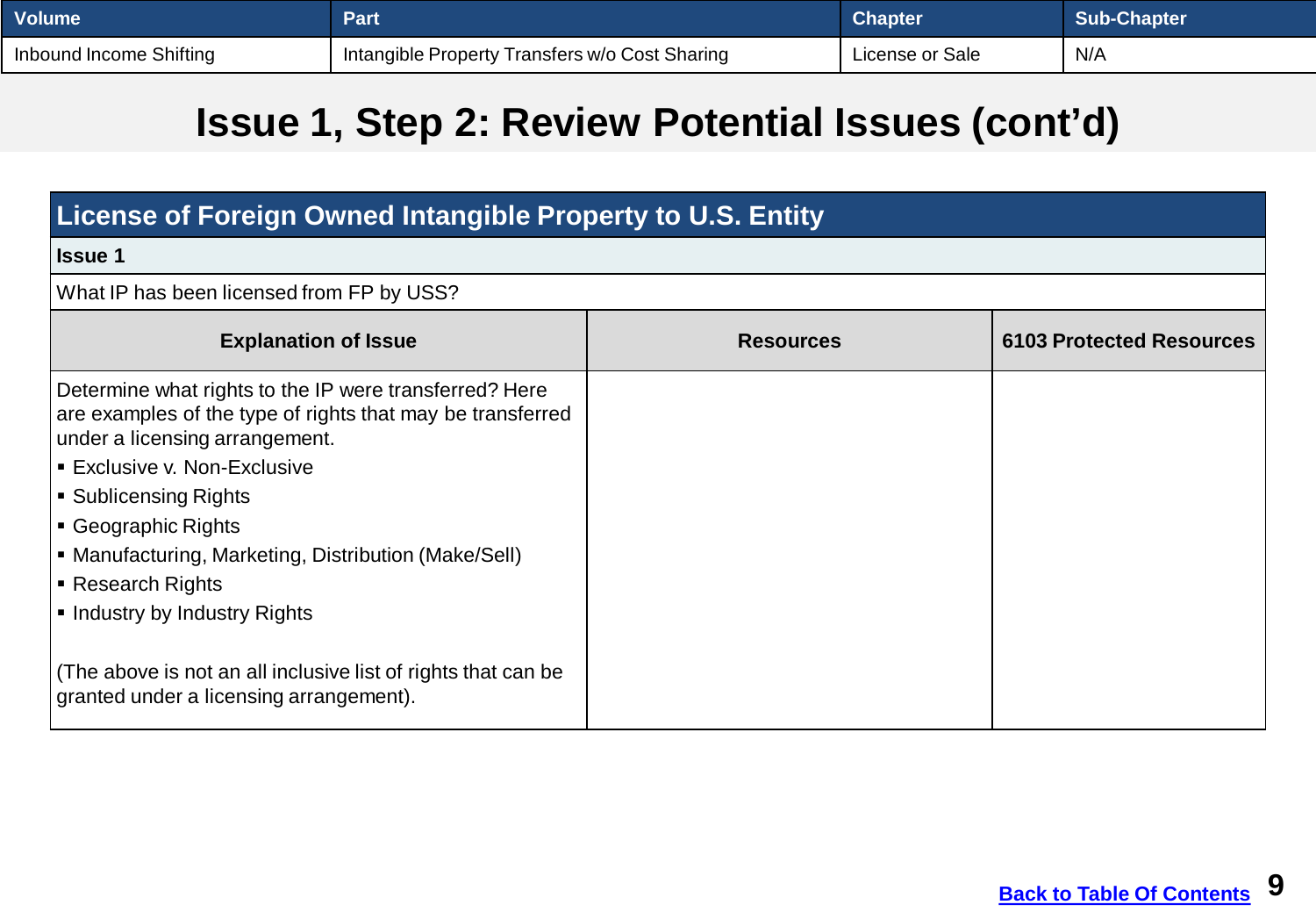| Volume | Part | Chapter | Sub-Chapter |
|---|---|---|---|
| Inbound Income Shifting | Intangible Property Transfers w/o Cost Sharing | License or Sale | N/A |

# Issue 1, Step 2: Review Potential Issues (cont'd)

| License of Foreign Owned Intangible Property to U.S. Entity | | |
|---|---|---|
| **Issue 1** | | |
| What IP has been licensed from FP by USS? | | |
| **Explanation of Issue** | **Resources** | **6103 Protected Resources** |
| Determine what rights to the IP were transferred? Here are examples of the type of rights that may be transferred under a licensing arrangement.<br>▪ Exclusive v. Non-Exclusive<br>▪ Sublicensing Rights<br>▪ Geographic Rights<br>▪ Manufacturing, Marketing, Distribution (Make/Sell)<br>▪ Research Rights<br>▪ Industry by Industry Rights<br><br>(The above is not an all inclusive list of rights that can be granted under a licensing arrangement). | | |

Back to Table Of Contents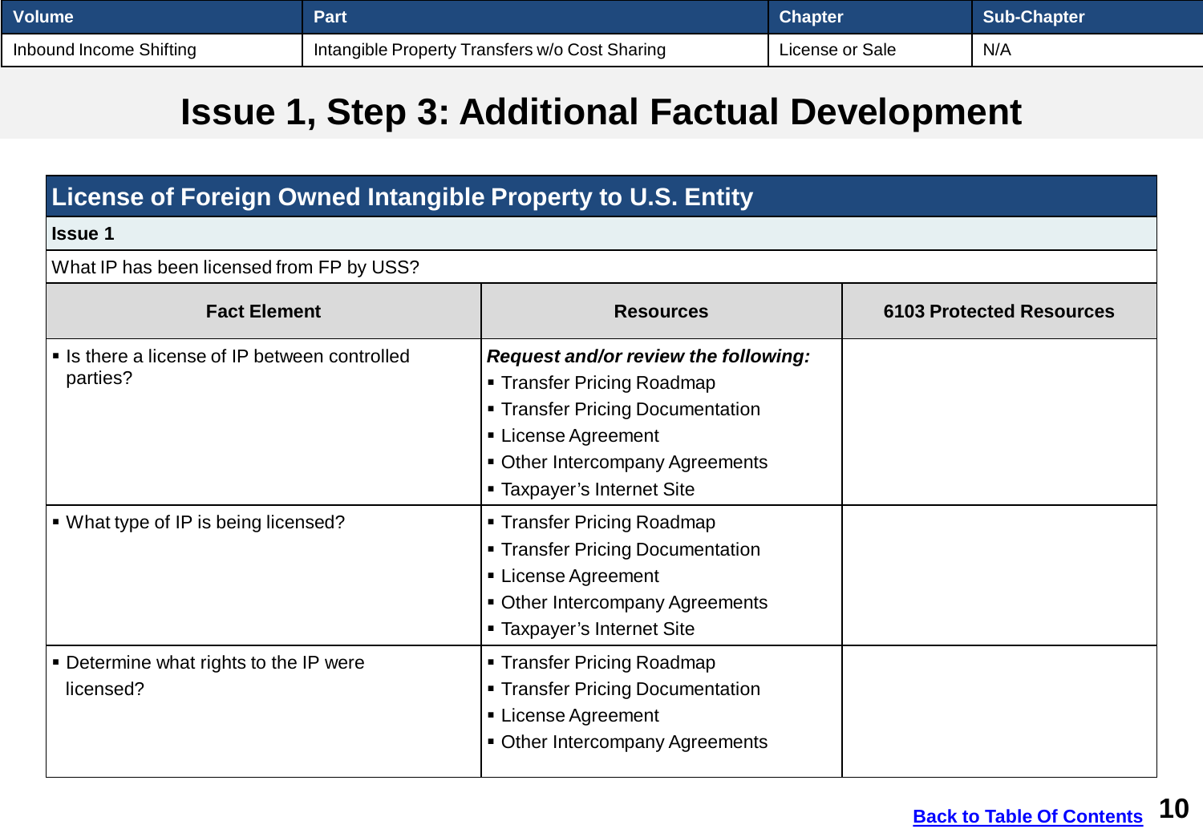| Volume | Part | Chapter | Sub-Chapter |
|---|---|---|---|
| Inbound Income Shifting | Intangible Property Transfers w/o Cost Sharing | License or Sale | N/A |

# Issue 1, Step 3: Additional Factual Development

## License of Foreign Owned Intangible Property to U.S. Entity

**Issue 1**

What IP has been licensed from FP by USS?

| Fact Element | Resources | 6103 Protected Resources |
|---|---|---|
| ▪ Is there a license of IP between controlled parties? | ***Request and/or review the following:***<br>▪ Transfer Pricing Roadmap<br>▪ Transfer Pricing Documentation<br>▪ License Agreement<br>▪ Other Intercompany Agreements<br>▪ Taxpayer's Internet Site | |
| ▪ What type of IP is being licensed? | ▪ Transfer Pricing Roadmap<br>▪ Transfer Pricing Documentation<br>▪ License Agreement<br>▪ Other Intercompany Agreements<br>▪ Taxpayer's Internet Site | |
| ▪ Determine what rights to the IP were licensed? | ▪ Transfer Pricing Roadmap<br>▪ Transfer Pricing Documentation<br>▪ License Agreement<br>▪ Other Intercompany Agreements | |

Back to Table Of Contents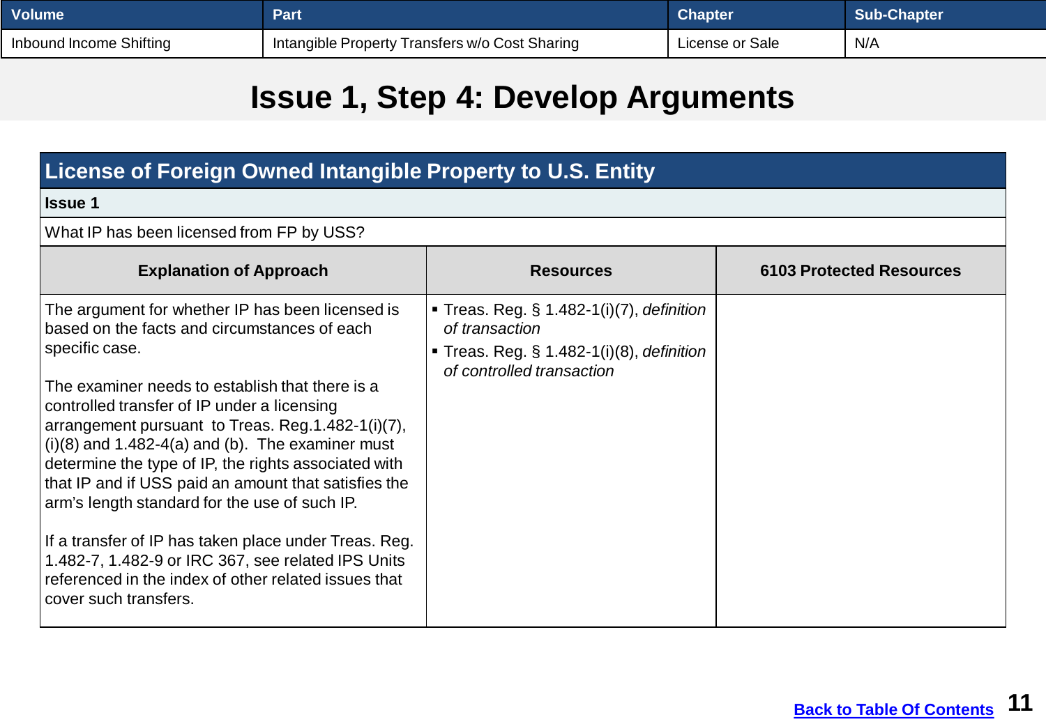| Volume | Part | Chapter | Sub-Chapter |
|---|---|---|---|
| Inbound Income Shifting | Intangible Property Transfers w/o Cost Sharing | License or Sale | N/A |

# Issue 1, Step 4: Develop Arguments

## License of Foreign Owned Intangible Property to U.S. Entity

**Issue 1**

What IP has been licensed from FP by USS?

| Explanation of Approach | Resources | 6103 Protected Resources |
|---|---|---|
| The argument for whether IP has been licensed is based on the facts and circumstances of each specific case.<br><br>The examiner needs to establish that there is a controlled transfer of IP under a licensing arrangement pursuant to Treas. Reg.1.482-1(i)(7), (i)(8) and 1.482-4(a) and (b). The examiner must determine the type of IP, the rights associated with that IP and if USS paid an amount that satisfies the arm's length standard for the use of such IP.<br><br>If a transfer of IP has taken place under Treas. Reg. 1.482-7, 1.482-9 or IRC 367, see related IPS Units referenced in the index of other related issues that cover such transfers. | ▪ Treas. Reg. § 1.482-1(i)(7), *definition of transaction*<br>▪ Treas. Reg. § 1.482-1(i)(8), *definition of controlled transaction* | |

Back to Table Of Contents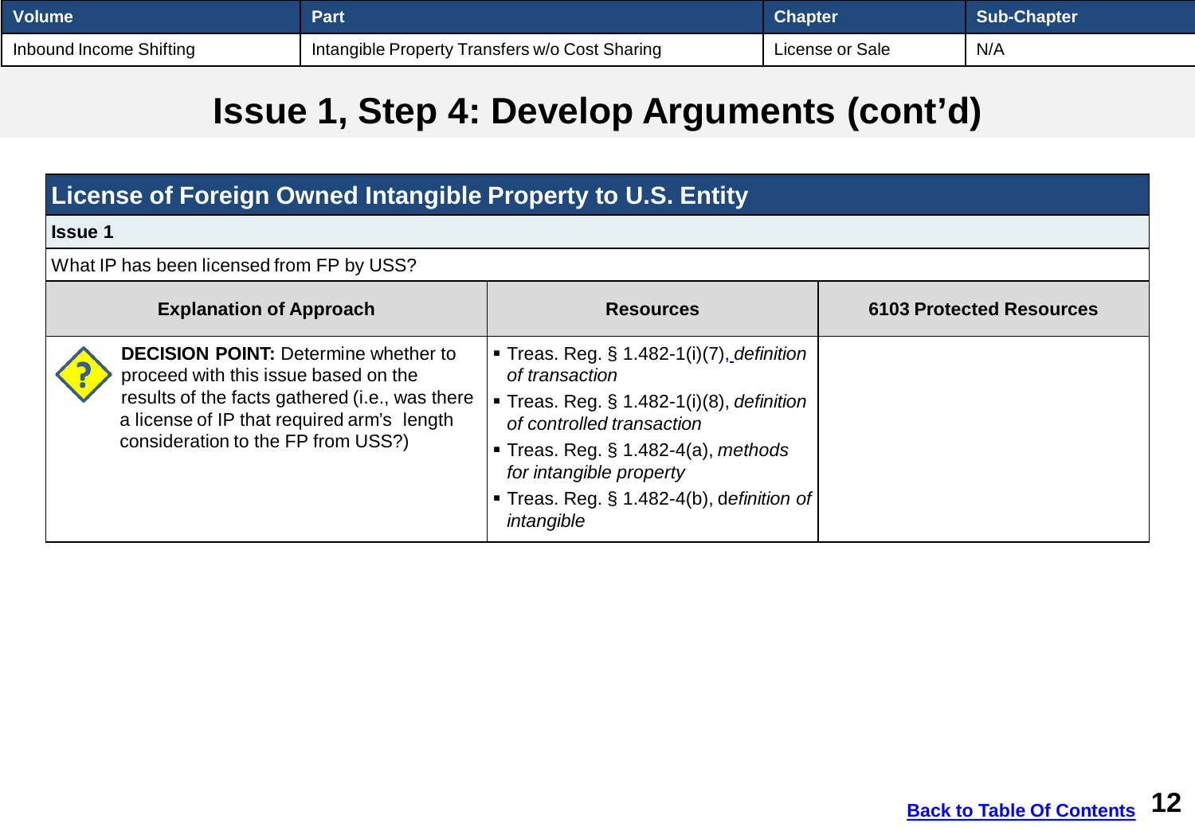| Volume | Part | Chapter | Sub-Chapter |
|---|---|---|---|
| Inbound Income Shifting | Intangible Property Transfers w/o Cost Sharing | License or Sale | N/A |

# Issue 1, Step 4: Develop Arguments (cont'd)

| License of Foreign Owned Intangible Property to U.S. Entity | | |
|---|---|---|
| **Issue 1** | | |
| What IP has been licensed from FP by USS? | | |
| **Explanation of Approach** | **Resources** | **6103 Protected Resources** |
| **DECISION POINT:** Determine whether to proceed with this issue based on the results of the facts gathered (i.e., was there a license of IP that required arm's length consideration to the FP from USS?) | ▪ Treas. Reg. § 1.482-1(i)(7), *definition of transaction*<br>▪ Treas. Reg. § 1.482-1(i)(8), *definition of controlled transaction*<br>▪ Treas. Reg. § 1.482-4(a), *methods for intangible property*<br>▪ Treas. Reg. § 1.482-4(b), d*efinition of intangible* | |

Back to Table Of Contents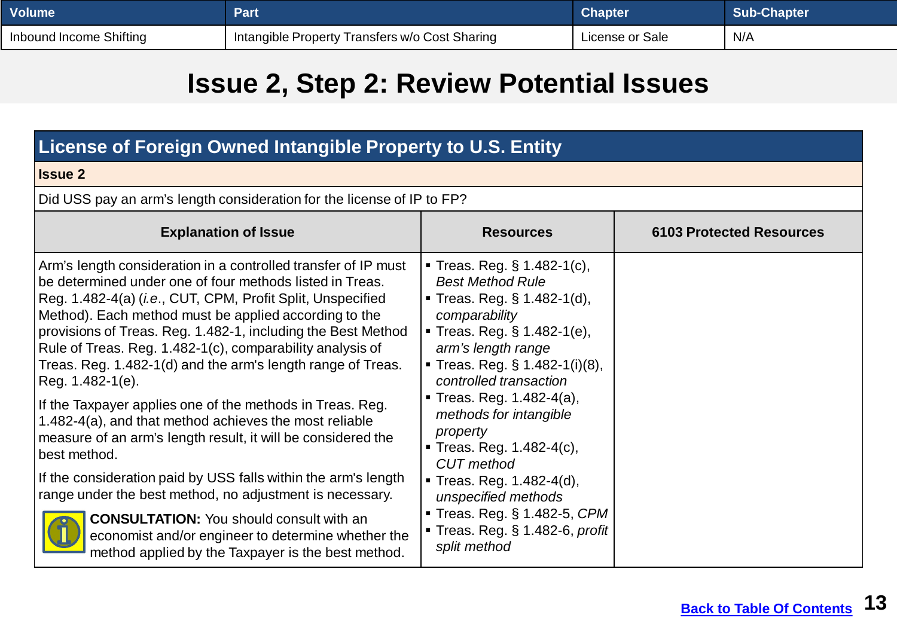| Volume | Part | Chapter | Sub-Chapter |
|---|---|---|---|
| Inbound Income Shifting | Intangible Property Transfers w/o Cost Sharing | License or Sale | N/A |

# Issue 2, Step 2: Review Potential Issues

## License of Foreign Owned Intangible Property to U.S. Entity

**Issue 2**

Did USS pay an arm's length consideration for the license of IP to FP?

| Explanation of Issue | Resources | 6103 Protected Resources |
|---|---|---|
| Arm's length consideration in a controlled transfer of IP must be determined under one of four methods listed in Treas. Reg. 1.482-4(a) (*i.e*., CUT, CPM, Profit Split, Unspecified Method). Each method must be applied according to the provisions of Treas. Reg. 1.482-1, including the Best Method Rule of Treas. Reg. 1.482-1(c), comparability analysis of Treas. Reg. 1.482-1(d) and the arm's length range of Treas. Reg. 1.482-1(e).<br><br>If the Taxpayer applies one of the methods in Treas. Reg. 1.482-4(a), and that method achieves the most reliable measure of an arm's length result, it will be considered the best method.<br><br>If the consideration paid by USS falls within the arm's length range under the best method, no adjustment is necessary.<br><br>**CONSULTATION:** You should consult with an economist and/or engineer to determine whether the method applied by the Taxpayer is the best method. | ▪ Treas. Reg. § 1.482-1(c), *Best Method Rule*<br>▪ Treas. Reg. § 1.482-1(d), *comparability*<br>▪ Treas. Reg. § 1.482-1(e), *arm's length range*<br>▪ Treas. Reg. § 1.482-1(i)(8), *controlled transaction*<br>▪ Treas. Reg. 1.482-4(a), *methods for intangible property*<br>▪ Treas. Reg. 1.482-4(c), *CUT method*<br>▪ Treas. Reg. 1.482-4(d), *unspecified methods*<br>▪ Treas. Reg. § 1.482-5, *CPM*<br>▪ Treas. Reg. § 1.482-6, *profit split method* | |

Back to Table Of Contents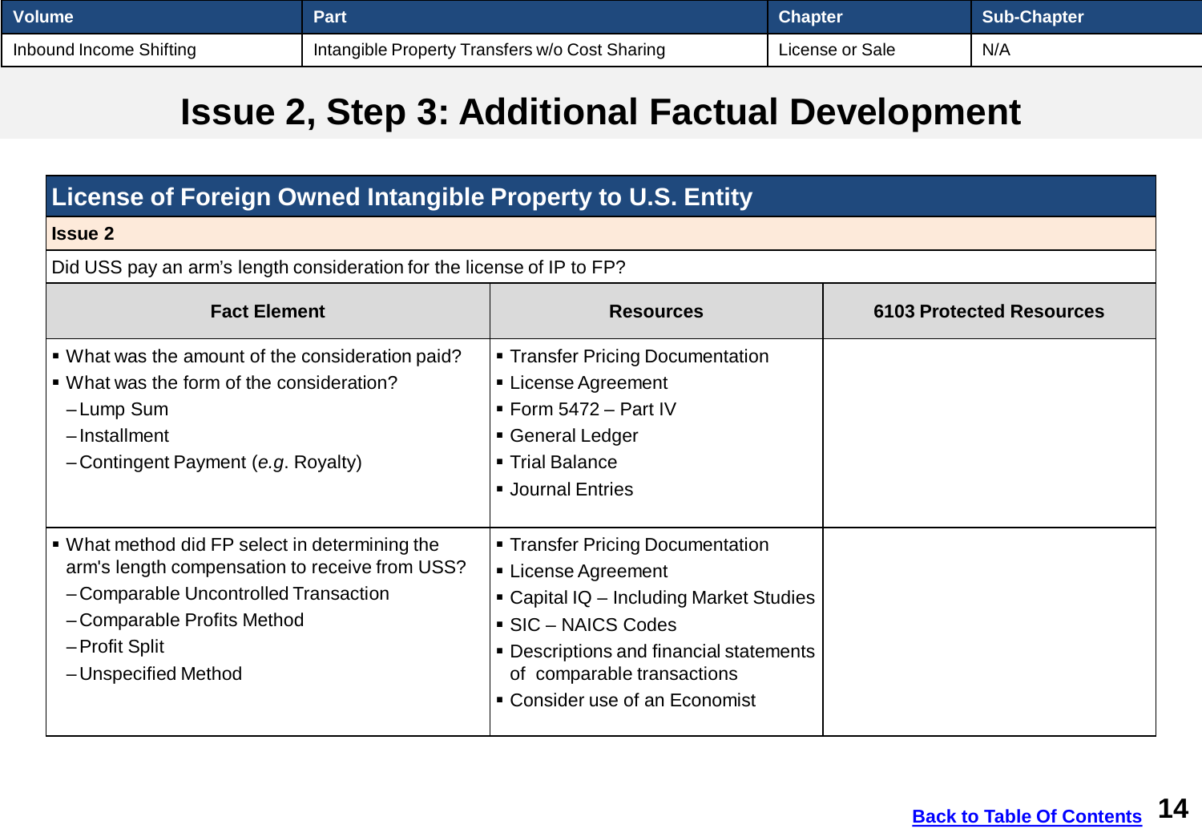| Volume | Part | Chapter | Sub-Chapter |
| --- | --- | --- | --- |
| Inbound Income Shifting | Intangible Property Transfers w/o Cost Sharing | License or Sale | N/A |

# Issue 2, Step 3: Additional Factual Development

## License of Foreign Owned Intangible Property to U.S. Entity

**Issue 2**

Did USS pay an arm's length consideration for the license of IP to FP?

| Fact Element | Resources | 6103 Protected Resources |
| --- | --- | --- |
| ▪ What was the amount of the consideration paid?<br>▪ What was the form of the consideration?<br>– Lump Sum<br>– Installment<br>– Contingent Payment (*e.g*. Royalty) | ▪ Transfer Pricing Documentation<br>▪ License Agreement<br>▪ Form 5472 – Part IV<br>▪ General Ledger<br>▪ Trial Balance<br>▪ Journal Entries | |
| ▪ What method did FP select in determining the arm's length compensation to receive from USS?<br>– Comparable Uncontrolled Transaction<br>– Comparable Profits Method<br>– Profit Split<br>– Unspecified Method | ▪ Transfer Pricing Documentation<br>▪ License Agreement<br>▪ Capital IQ – Including Market Studies<br>▪ SIC – NAICS Codes<br>▪ Descriptions and financial statements of comparable transactions<br>▪ Consider use of an Economist | |

[Back to Table Of Contents]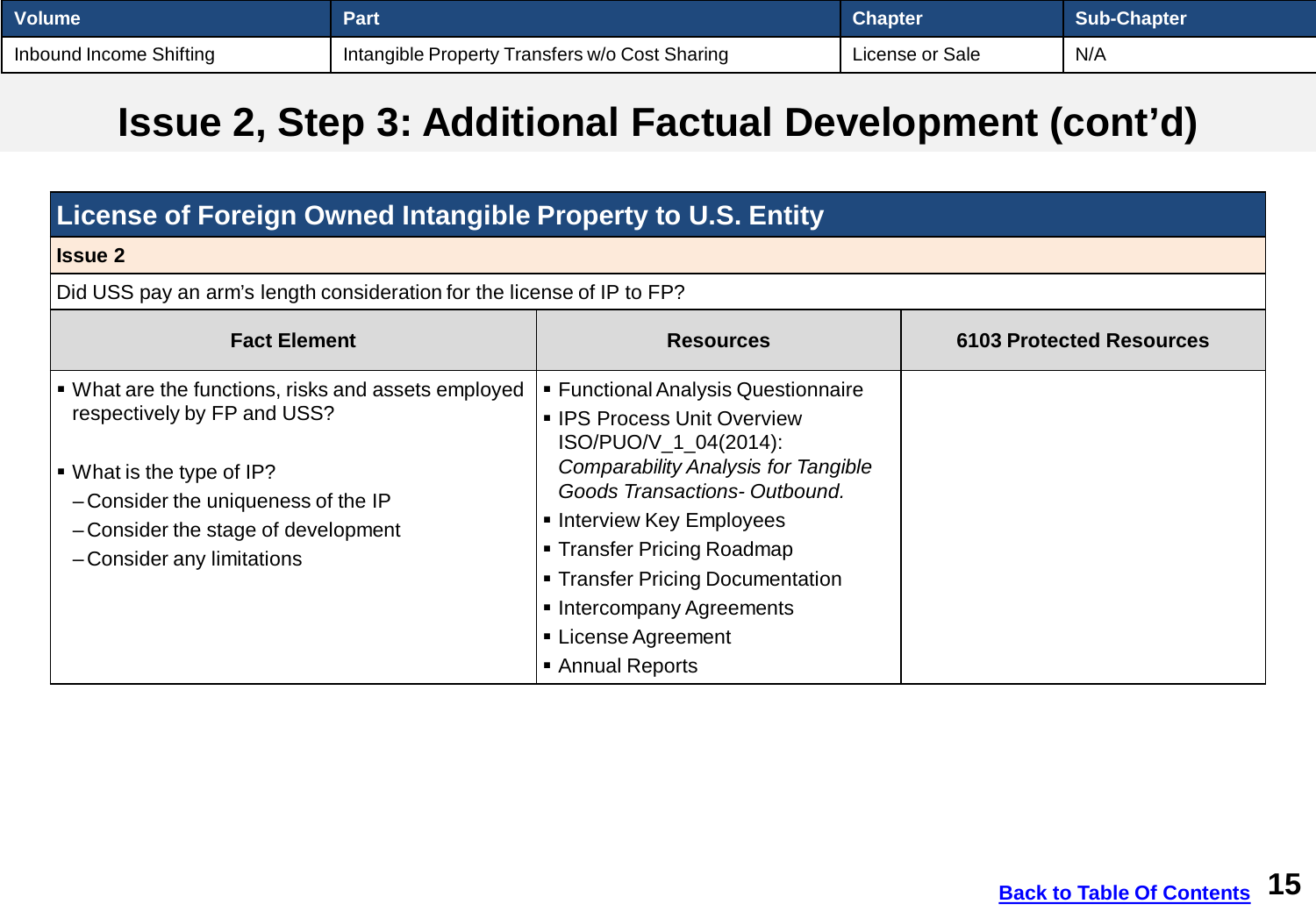| Volume | Part | Chapter | Sub-Chapter |
| --- | --- | --- | --- |
| Inbound Income Shifting | Intangible Property Transfers w/o Cost Sharing | License or Sale | N/A |

# Issue 2, Step 3: Additional Factual Development (cont'd)

## License of Foreign Owned Intangible Property to U.S. Entity

**Issue 2**

Did USS pay an arm's length consideration for the license of IP to FP?

| Fact Element | Resources | 6103 Protected Resources |
| --- | --- | --- |
| ▪ What are the functions, risks and assets employed respectively by FP and USS?<br><br>▪ What is the type of IP?<br>– Consider the uniqueness of the IP<br>– Consider the stage of development<br>– Consider any limitations | ▪ Functional Analysis Questionnaire<br>▪ IPS Process Unit Overview ISO/PUO/V_1_04(2014): *Comparability Analysis for Tangible Goods Transactions- Outbound.*<br>▪ Interview Key Employees<br>▪ Transfer Pricing Roadmap<br>▪ Transfer Pricing Documentation<br>▪ Intercompany Agreements<br>▪ License Agreement<br>▪ Annual Reports | |

Back to Table Of Contents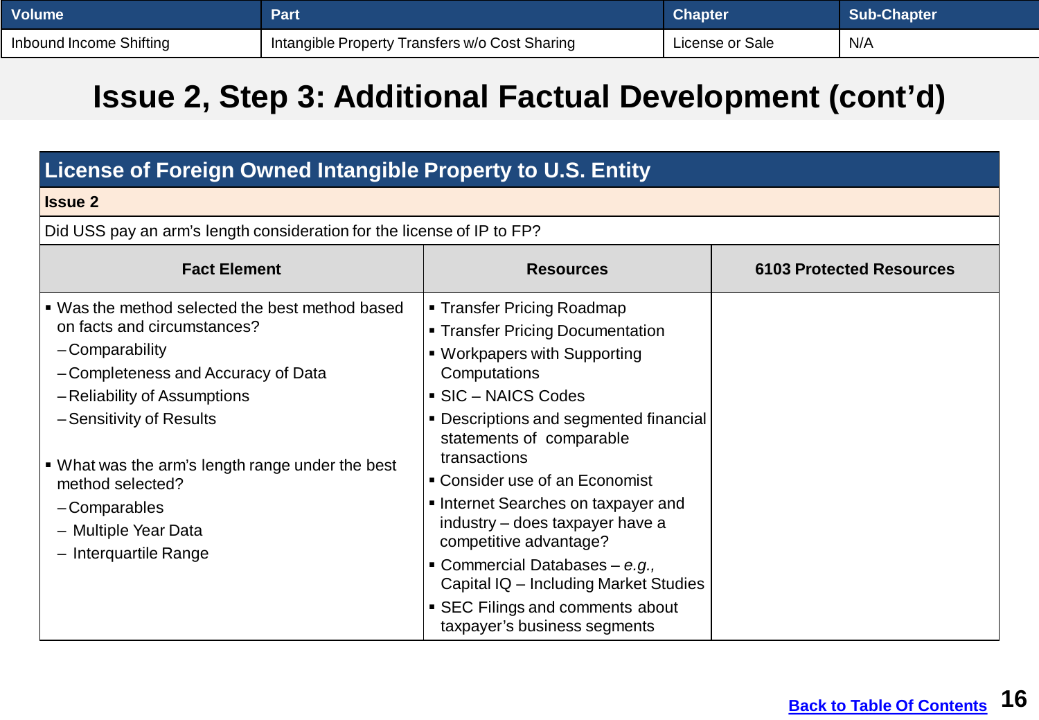| Volume | Part | Chapter | Sub-Chapter |
|---|---|---|---|
| Inbound Income Shifting | Intangible Property Transfers w/o Cost Sharing | License or Sale | N/A |

# Issue 2, Step 3: Additional Factual Development (cont'd)

| License of Foreign Owned Intangible Property to U.S. Entity | | |
|---|---|---|
| **Issue 2** | | |
| Did USS pay an arm's length consideration for the license of IP to FP? | | |
| **Fact Element** | **Resources** | **6103 Protected Resources** |
| ▪ Was the method selected the best method based on facts and circumstances?<br>– Comparability<br>– Completeness and Accuracy of Data<br>– Reliability of Assumptions<br>– Sensitivity of Results<br><br>▪ What was the arm's length range under the best method selected?<br>– Comparables<br>– Multiple Year Data<br>– Interquartile Range | ▪ Transfer Pricing Roadmap<br>▪ Transfer Pricing Documentation<br>▪ Workpapers with Supporting Computations<br>▪ SIC – NAICS Codes<br>▪ Descriptions and segmented financial statements of comparable transactions<br>▪ Consider use of an Economist<br>▪ Internet Searches on taxpayer and industry – does taxpayer have a competitive advantage?<br>▪ Commercial Databases – *e.g.,* Capital IQ – Including Market Studies<br>▪ SEC Filings and comments about taxpayer's business segments | |

[Back to Table Of Contents]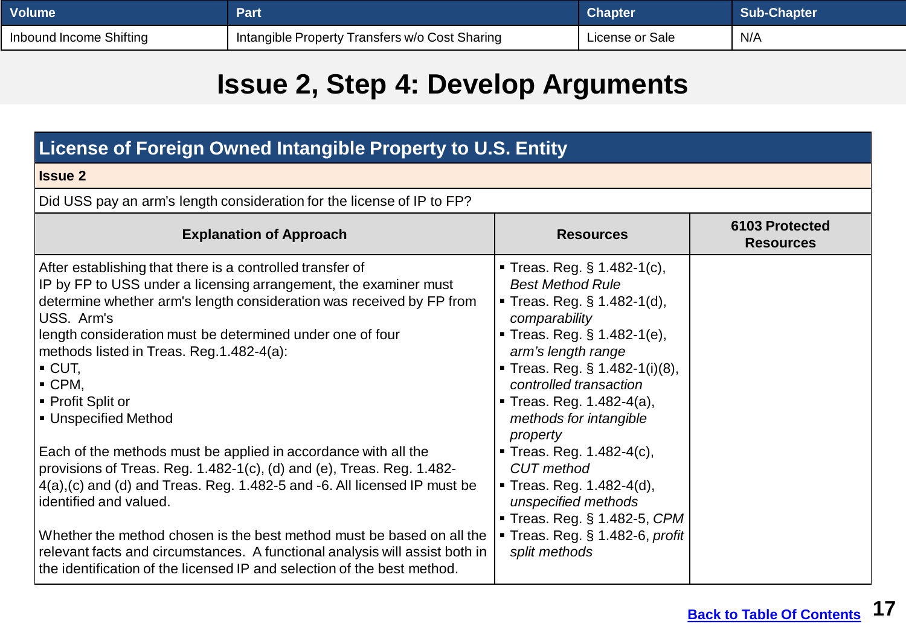| Volume | Part | Chapter | Sub-Chapter |
|---|---|---|---|
| Inbound Income Shifting | Intangible Property Transfers w/o Cost Sharing | License or Sale | N/A |

# Issue 2, Step 4: Develop Arguments

## License of Foreign Owned Intangible Property to U.S. Entity

**Issue 2**

Did USS pay an arm's length consideration for the license of IP to FP?

| Explanation of Approach | Resources | 6103 Protected Resources |
|---|---|---|
| After establishing that there is a controlled transfer of IP by FP to USS under a licensing arrangement, the examiner must determine whether arm's length consideration was received by FP from USS. Arm's length consideration must be determined under one of four methods listed in Treas. Reg.1.482-4(a):<br>▪ CUT,<br>▪ CPM,<br>▪ Profit Split or<br>▪ Unspecified Method<br><br>Each of the methods must be applied in accordance with all the provisions of Treas. Reg. 1.482-1(c), (d) and (e), Treas. Reg. 1.482-4(a),(c) and (d) and Treas. Reg. 1.482-5 and -6. All licensed IP must be identified and valued.<br><br>Whether the method chosen is the best method must be based on all the relevant facts and circumstances. A functional analysis will assist both in the identification of the licensed IP and selection of the best method. | ▪ Treas. Reg. § 1.482-1(c), *Best Method Rule*<br>▪ Treas. Reg. § 1.482-1(d), *comparability*<br>▪ Treas. Reg. § 1.482-1(e), *arm's length range*<br>▪ Treas. Reg. § 1.482-1(i)(8), *controlled transaction*<br>▪ Treas. Reg. 1.482-4(a), *methods for intangible property*<br>▪ Treas. Reg. 1.482-4(c), *CUT method*<br>▪ Treas. Reg. 1.482-4(d), *unspecified methods*<br>▪ Treas. Reg. § 1.482-5, *CPM*<br>▪ Treas. Reg. § 1.482-6, *profit split methods* | |

[Back to Table Of Contents]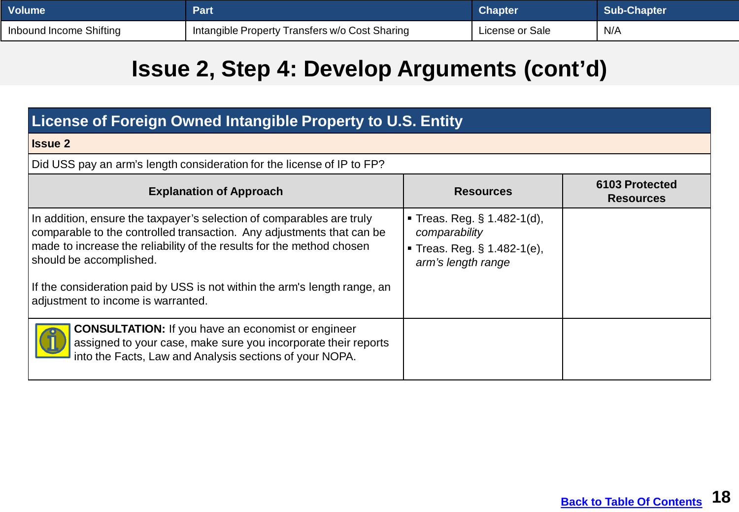| Volume | Part | Chapter | Sub-Chapter |
|---|---|---|---|
| Inbound Income Shifting | Intangible Property Transfers w/o Cost Sharing | License or Sale | N/A |

# Issue 2, Step 4: Develop Arguments (cont'd)

| License of Foreign Owned Intangible Property to U.S. Entity | | |
|---|---|---|
| **Issue 2** | | |
| Did USS pay an arm's length consideration for the license of IP to FP? | | |
| **Explanation of Approach** | **Resources** | **6103 Protected Resources** |
| In addition, ensure the taxpayer's selection of comparables are truly comparable to the controlled transaction. Any adjustments that can be made to increase the reliability of the results for the method chosen should be accomplished.<br><br>If the consideration paid by USS is not within the arm's length range, an adjustment to income is warranted. | ▪ Treas. Reg. § 1.482-1(d), *comparability*<br>▪ Treas. Reg. § 1.482-1(e), *arm's length range* | |
| **CONSULTATION:** If you have an economist or engineer assigned to your case, make sure you incorporate their reports into the Facts, Law and Analysis sections of your NOPA. | | |

Back to Table Of Contents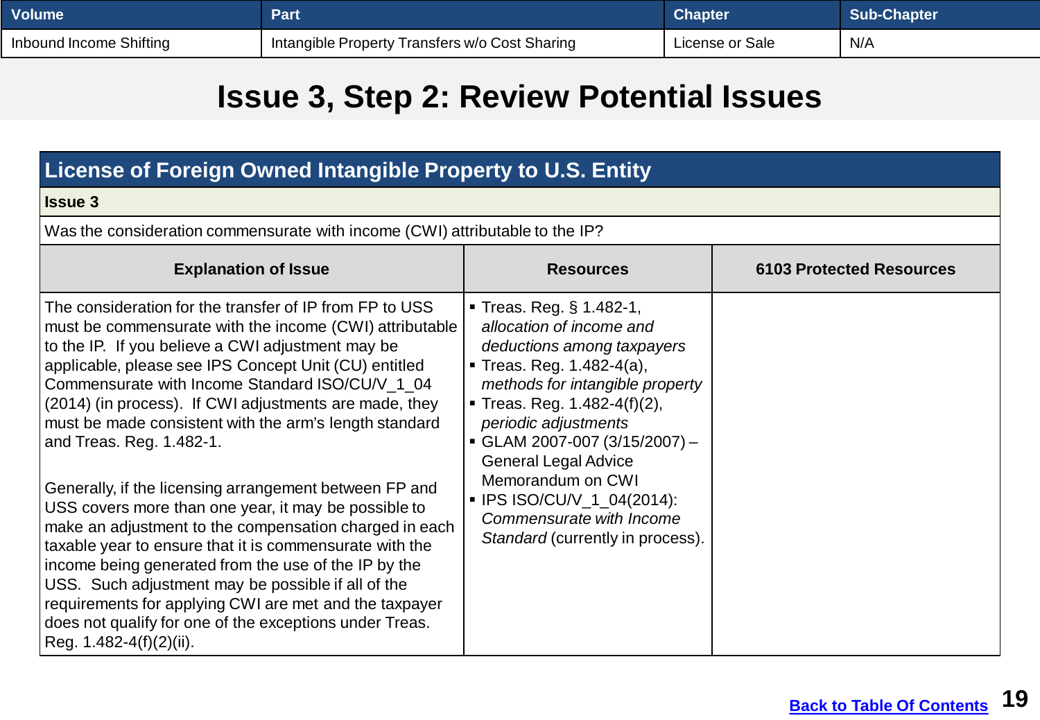| Volume | Part | Chapter | Sub-Chapter |
| --- | --- | --- | --- |
| Inbound Income Shifting | Intangible Property Transfers w/o Cost Sharing | License or Sale | N/A |

# Issue 3, Step 2: Review Potential Issues

## License of Foreign Owned Intangible Property to U.S. Entity

**Issue 3**

Was the consideration commensurate with income (CWI) attributable to the IP?

| Explanation of Issue | Resources | 6103 Protected Resources |
| --- | --- | --- |
| The consideration for the transfer of IP from FP to USS must be commensurate with the income (CWI) attributable to the IP. If you believe a CWI adjustment may be applicable, please see IPS Concept Unit (CU) entitled Commensurate with Income Standard ISO/CU/V_1_04 (2014) (in process). If CWI adjustments are made, they must be made consistent with the arm's length standard and Treas. Reg. 1.482-1.<br><br>Generally, if the licensing arrangement between FP and USS covers more than one year, it may be possible to make an adjustment to the compensation charged in each taxable year to ensure that it is commensurate with the income being generated from the use of the IP by the USS. Such adjustment may be possible if all of the requirements for applying CWI are met and the taxpayer does not qualify for one of the exceptions under Treas. Reg. 1.482-4(f)(2)(ii). | ▪ Treas. Reg. § 1.482-1, *allocation of income and deductions among taxpayers*<br>▪ Treas. Reg. 1.482-4(a), *methods for intangible property*<br>▪ Treas. Reg. 1.482-4(f)(2), *periodic adjustments*<br>▪ GLAM 2007-007 (3/15/2007) – General Legal Advice Memorandum on CWI<br>▪ IPS ISO/CU/V_1_04(2014): *Commensurate with Income Standard* (currently in process). | |

[Back to Table Of Contents]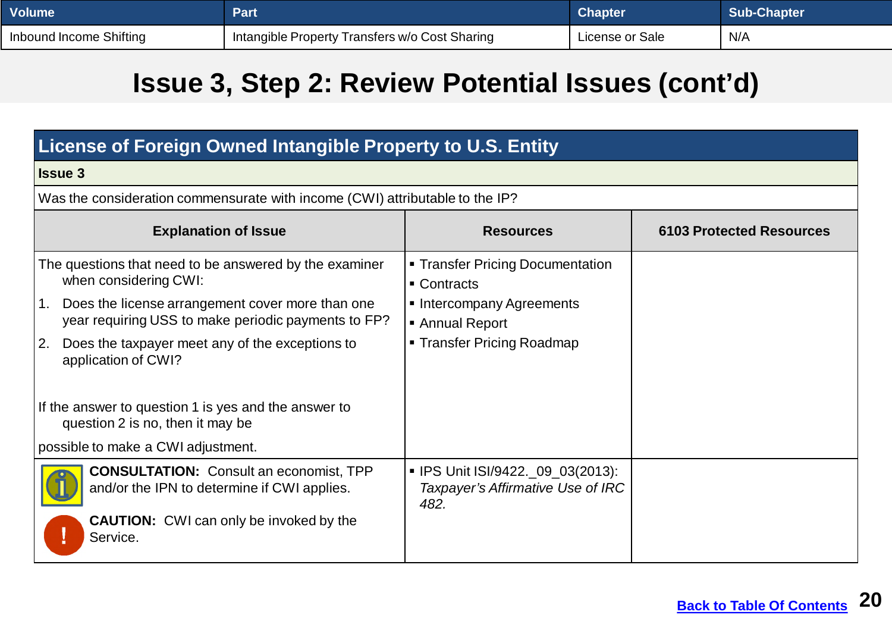| Volume | Part | Chapter | Sub-Chapter |
| --- | --- | --- | --- |
| Inbound Income Shifting | Intangible Property Transfers w/o Cost Sharing | License or Sale | N/A |

# Issue 3, Step 2: Review Potential Issues (cont'd)

## License of Foreign Owned Intangible Property to U.S. Entity

**Issue 3**

Was the consideration commensurate with income (CWI) attributable to the IP?

| Explanation of Issue | Resources | 6103 Protected Resources |
| --- | --- | --- |
| The questions that need to be answered by the examiner when considering CWI:<br>1. Does the license arrangement cover more than one year requiring USS to make periodic payments to FP?<br>2. Does the taxpayer meet any of the exceptions to application of CWI?<br><br>If the answer to question 1 is yes and the answer to question 2 is no, then it may be possible to make a CWI adjustment. | ▪ Transfer Pricing Documentation<br>▪ Contracts<br>▪ Intercompany Agreements<br>▪ Annual Report<br>▪ Transfer Pricing Roadmap | |
| **CONSULTATION:** Consult an economist, TPP and/or the IPN to determine if CWI applies.<br><br>**CAUTION:** CWI can only be invoked by the Service. | ▪ IPS Unit ISI/9422._09_03(2013): *Taxpayer's Affirmative Use of IRC 482.* | |

Back to Table Of Contents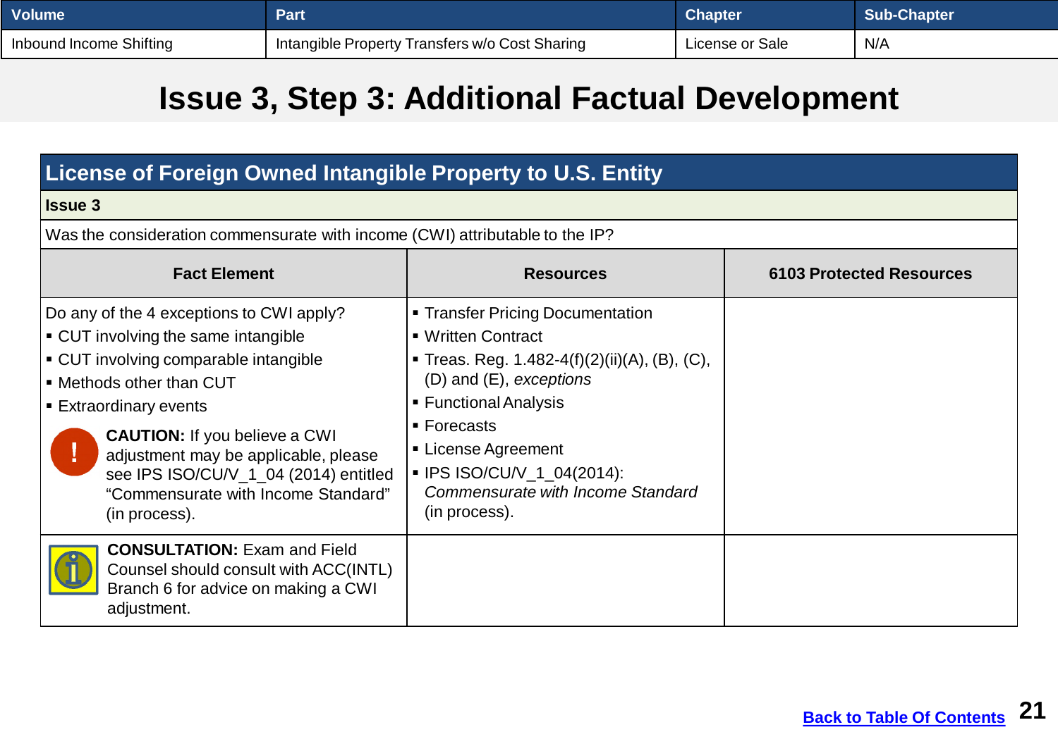| Volume | Part | Chapter | Sub-Chapter |
|---|---|---|---|
| Inbound Income Shifting | Intangible Property Transfers w/o Cost Sharing | License or Sale | N/A |

# Issue 3, Step 3: Additional Factual Development

## License of Foreign Owned Intangible Property to U.S. Entity

**Issue 3**

Was the consideration commensurate with income (CWI) attributable to the IP?

| Fact Element | Resources | 6103 Protected Resources |
|---|---|---|
| Do any of the 4 exceptions to CWI apply?<br>▪ CUT involving the same intangible<br>▪ CUT involving comparable intangible<br>▪ Methods other than CUT<br>▪ Extraordinary events<br><br>**CAUTION:** If you believe a CWI adjustment may be applicable, please see IPS ISO/CU/V_1_04 (2014) entitled "Commensurate with Income Standard" (in process). | ▪ Transfer Pricing Documentation<br>▪ Written Contract<br>▪ Treas. Reg. 1.482-4(f)(2)(ii)(A), (B), (C), (D) and (E), *exceptions*<br>▪ Functional Analysis<br>▪ Forecasts<br>▪ License Agreement<br>▪ IPS ISO/CU/V_1_04(2014): *Commensurate with Income Standard* (in process). | |
| **CONSULTATION:** Exam and Field Counsel should consult with ACC(INTL) Branch 6 for advice on making a CWI adjustment. | | |

[Back to Table Of Contents]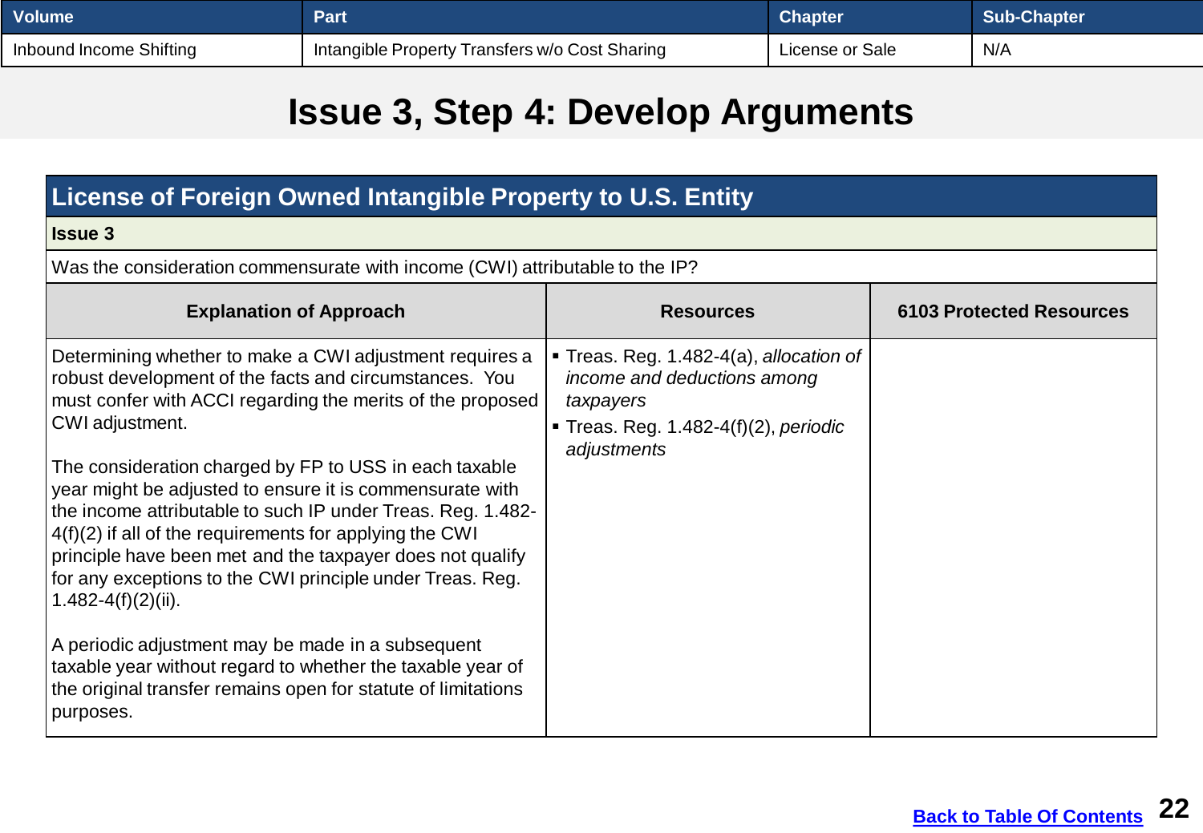| Volume | Part | Chapter | Sub-Chapter |
|---|---|---|---|
| Inbound Income Shifting | Intangible Property Transfers w/o Cost Sharing | License or Sale | N/A |

# Issue 3, Step 4: Develop Arguments

## License of Foreign Owned Intangible Property to U.S. Entity

**Issue 3**

Was the consideration commensurate with income (CWI) attributable to the IP?

| Explanation of Approach | Resources | 6103 Protected Resources |
|---|---|---|
| Determining whether to make a CWI adjustment requires a robust development of the facts and circumstances. You must confer with ACCI regarding the merits of the proposed CWI adjustment.<br><br>The consideration charged by FP to USS in each taxable year might be adjusted to ensure it is commensurate with the income attributable to such IP under Treas. Reg. 1.482-4(f)(2) if all of the requirements for applying the CWI principle have been met and the taxpayer does not qualify for any exceptions to the CWI principle under Treas. Reg. 1.482-4(f)(2)(ii).<br><br>A periodic adjustment may be made in a subsequent taxable year without regard to whether the taxable year of the original transfer remains open for statute of limitations purposes. | ▪ Treas. Reg. 1.482-4(a), *allocation of income and deductions among taxpayers*<br>▪ Treas. Reg. 1.482-4(f)(2), *periodic adjustments* | |

[Back to Table Of Contents]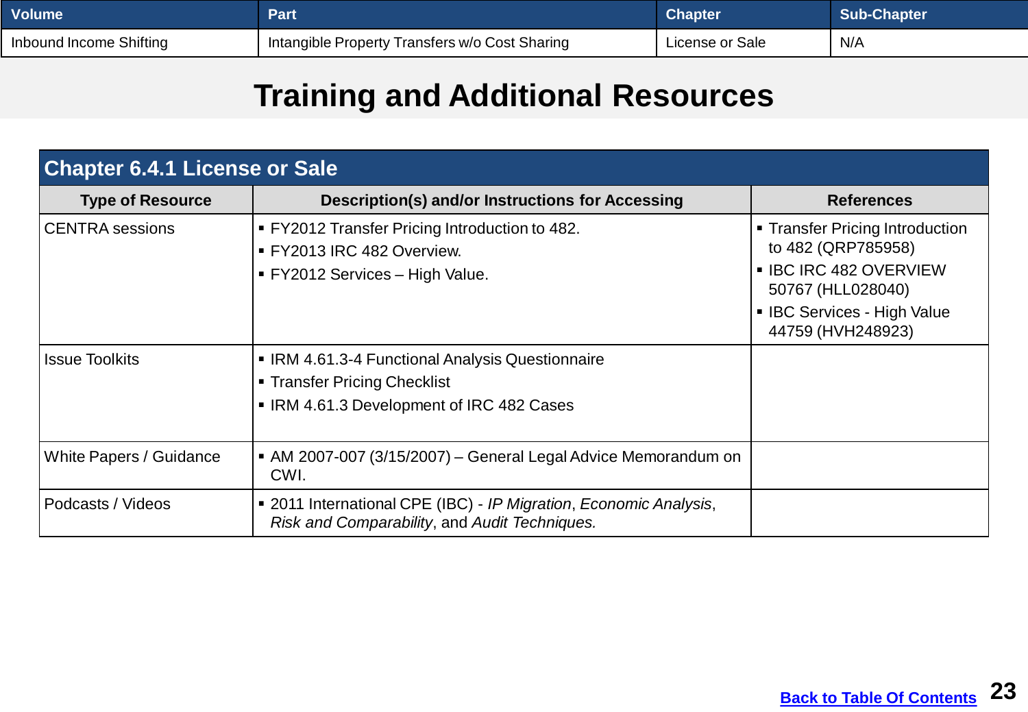| Volume | Part | Chapter | Sub-Chapter |
|---|---|---|---|
| Inbound Income Shifting | Intangible Property Transfers w/o Cost Sharing | License or Sale | N/A |

# Training and Additional Resources

| Chapter 6.4.1 License or Sale | | |
|---|---|---|
| **Type of Resource** | **Description(s) and/or Instructions for Accessing** | **References** |
| CENTRA sessions | ▪ FY2012 Transfer Pricing Introduction to 482.<br>▪ FY2013 IRC 482 Overview.<br>▪ FY2012 Services – High Value. | ▪ Transfer Pricing Introduction to 482 (QRP785958)<br>▪ IBC IRC 482 OVERVIEW 50767 (HLL028040)<br>▪ IBC Services - High Value 44759 (HVH248923) |
| Issue Toolkits | ▪ IRM 4.61.3-4 Functional Analysis Questionnaire<br>▪ Transfer Pricing Checklist<br>▪ IRM 4.61.3 Development of IRC 482 Cases | |
| White Papers / Guidance | ▪ AM 2007-007 (3/15/2007) – General Legal Advice Memorandum on CWI. | |
| Podcasts / Videos | ▪ 2011 International CPE (IBC) - *IP Migration*, *Economic Analysis*, *Risk and Comparability*, and *Audit Techniques.* | |

[Back to Table Of Contents]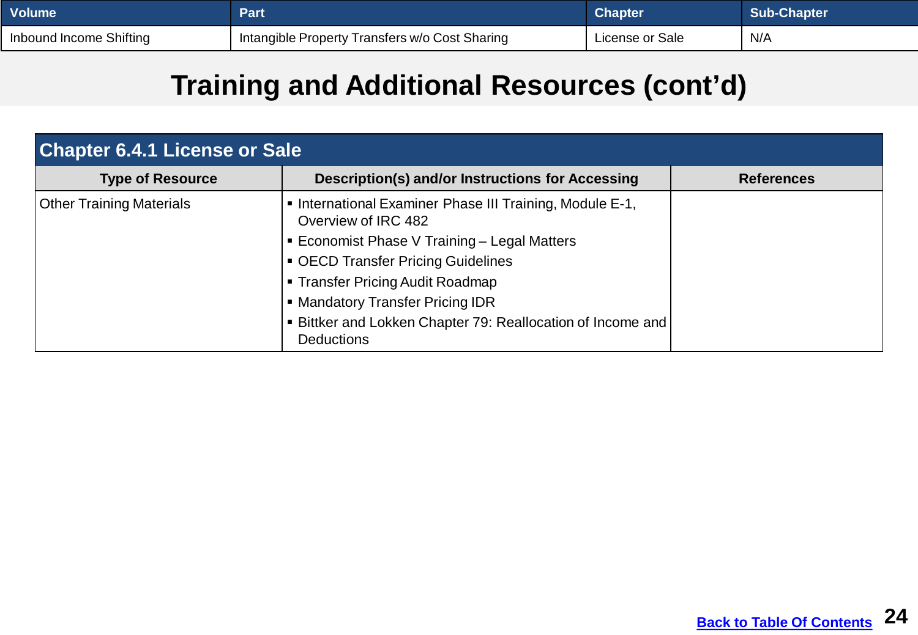| Volume | Part | Chapter | Sub-Chapter |
|---|---|---|---|
| Inbound Income Shifting | Intangible Property Transfers w/o Cost Sharing | License or Sale | N/A |

# Training and Additional Resources (cont'd)

| Chapter 6.4.1 License or Sale | | |
|---|---|---|
| **Type of Resource** | **Description(s) and/or Instructions for Accessing** | **References** |
| Other Training Materials | ▪ International Examiner Phase III Training, Module E-1, Overview of IRC 482<br>▪ Economist Phase V Training – Legal Matters<br>▪ OECD Transfer Pricing Guidelines<br>▪ Transfer Pricing Audit Roadmap<br>▪ Mandatory Transfer Pricing IDR<br>▪ Bittker and Lokken Chapter 79: Reallocation of Income and Deductions | |

[Back to Table Of Contents](#)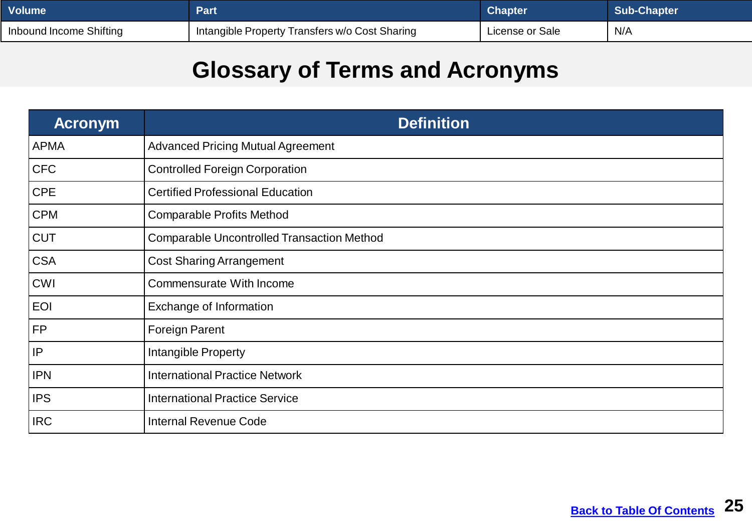| Volume | Part | Chapter | Sub-Chapter |
| --- | --- | --- | --- |
| Inbound Income Shifting | Intangible Property Transfers w/o Cost Sharing | License or Sale | N/A |

# Glossary of Terms and Acronyms

| Acronym | Definition |
| --- | --- |
| APMA | Advanced Pricing Mutual Agreement |
| CFC | Controlled Foreign Corporation |
| CPE | Certified Professional Education |
| CPM | Comparable Profits Method |
| CUT | Comparable Uncontrolled Transaction Method |
| CSA | Cost Sharing Arrangement |
| CWI | Commensurate With Income |
| EOI | Exchange of Information |
| FP | Foreign Parent |
| IP | Intangible Property |
| IPN | International Practice Network |
| IPS | International Practice Service |
| IRC | Internal Revenue Code |

Back to Table Of Contents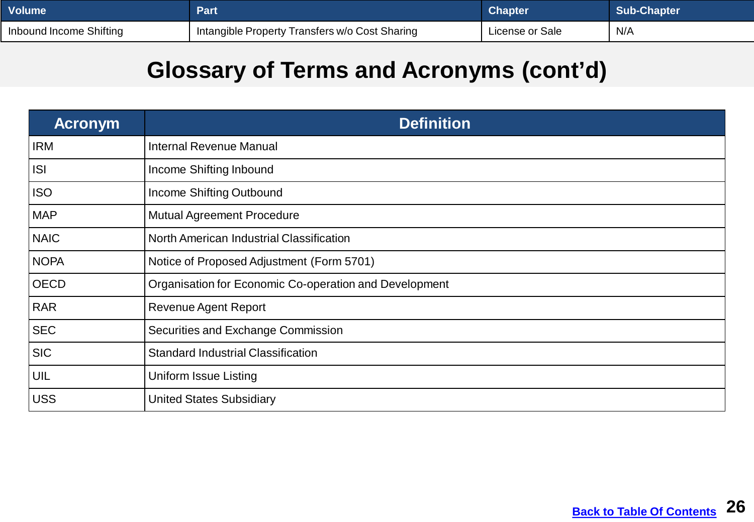| Volume | Part | Chapter | Sub-Chapter |
|---|---|---|---|
| Inbound Income Shifting | Intangible Property Transfers w/o Cost Sharing | License or Sale | N/A |

# Glossary of Terms and Acronyms (cont'd)

| Acronym | Definition |
|---|---|
| IRM | Internal Revenue Manual |
| ISI | Income Shifting Inbound |
| ISO | Income Shifting Outbound |
| MAP | Mutual Agreement Procedure |
| NAIC | North American Industrial Classification |
| NOPA | Notice of Proposed Adjustment (Form 5701) |
| OECD | Organisation for Economic Co-operation and Development |
| RAR | Revenue Agent Report |
| SEC | Securities and Exchange Commission |
| SIC | Standard Industrial Classification |
| UIL | Uniform Issue Listing |
| USS | United States Subsidiary |

Back to Table Of Contents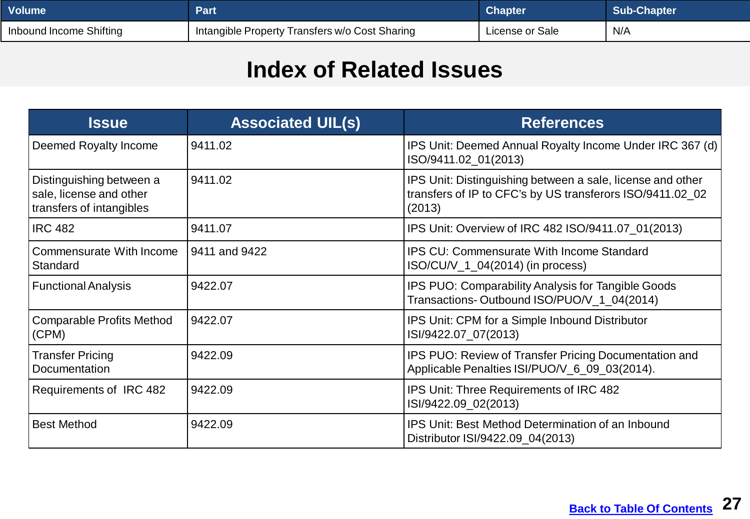| Volume | Part | Chapter | Sub-Chapter |
|---|---|---|---|
| Inbound Income Shifting | Intangible Property Transfers w/o Cost Sharing | License or Sale | N/A |

# Index of Related Issues

| Issue | Associated UIL(s) | References |
|---|---|---|
| Deemed Royalty Income | 9411.02 | IPS Unit: Deemed Annual Royalty Income Under IRC 367 (d) ISO/9411.02_01(2013) |
| Distinguishing between a sale, license and other transfers of intangibles | 9411.02 | IPS Unit: Distinguishing between a sale, license and other transfers of IP to CFC's by US transferors ISO/9411.02_02 (2013) |
| IRC 482 | 9411.07 | IPS Unit: Overview of IRC 482 ISO/9411.07_01(2013) |
| Commensurate With Income Standard | 9411 and 9422 | IPS CU: Commensurate With Income Standard ISO/CU/V_1_04(2014) (in process) |
| Functional Analysis | 9422.07 | IPS PUO: Comparability Analysis for Tangible Goods Transactions- Outbound ISO/PUO/V_1_04(2014) |
| Comparable Profits Method (CPM) | 9422.07 | IPS Unit: CPM for a Simple Inbound Distributor ISI/9422.07_07(2013) |
| Transfer Pricing Documentation | 9422.09 | IPS PUO: Review of Transfer Pricing Documentation and Applicable Penalties ISI/PUO/V_6_09_03(2014). |
| Requirements of IRC 482 | 9422.09 | IPS Unit: Three Requirements of IRC 482 ISI/9422.09_02(2013) |
| Best Method | 9422.09 | IPS Unit: Best Method Determination of an Inbound Distributor ISI/9422.09_04(2013) |

Back to Table Of Contents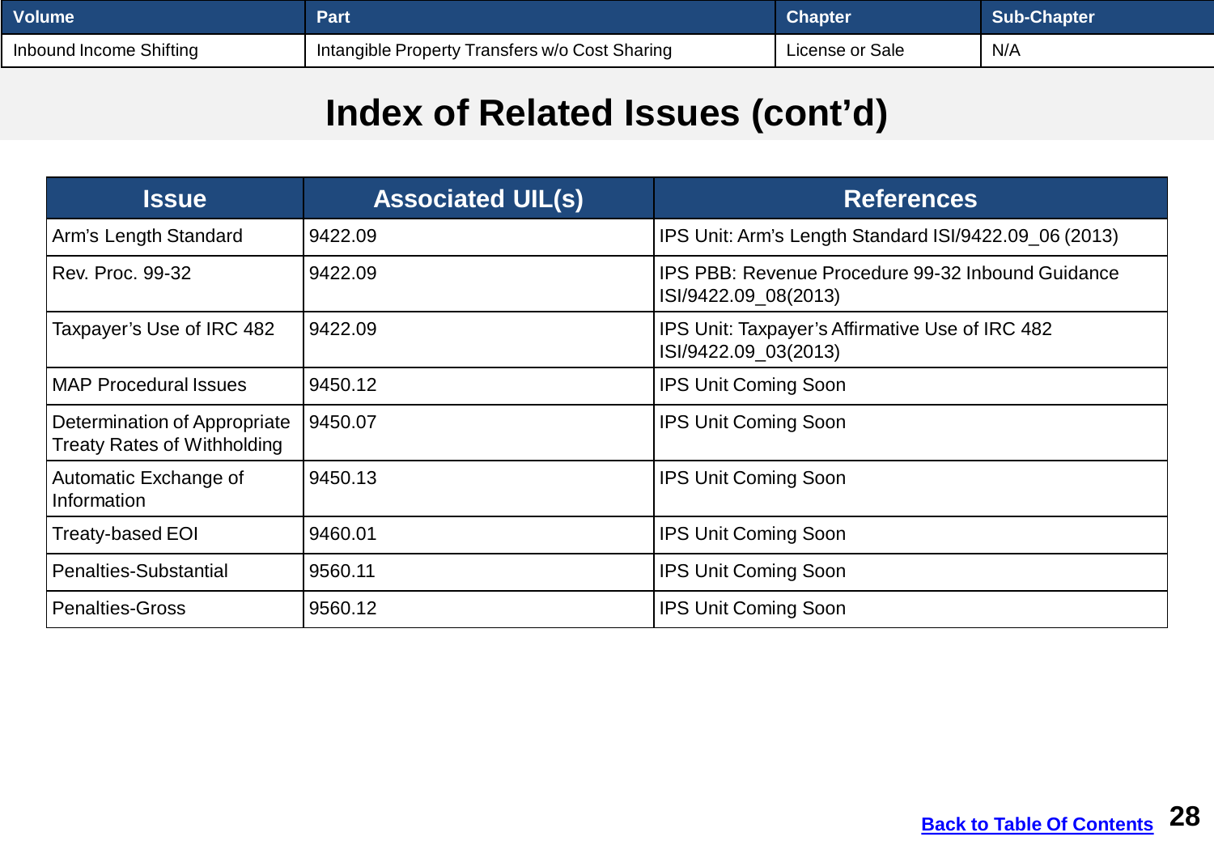| Volume | Part | Chapter | Sub-Chapter |
|---|---|---|---|
| Inbound Income Shifting | Intangible Property Transfers w/o Cost Sharing | License or Sale | N/A |

# Index of Related Issues (cont'd)

| Issue | Associated UIL(s) | References |
|---|---|---|
| Arm's Length Standard | 9422.09 | IPS Unit: Arm's Length Standard ISI/9422.09_06 (2013) |
| Rev. Proc. 99-32 | 9422.09 | IPS PBB: Revenue Procedure 99-32 Inbound Guidance ISI/9422.09_08(2013) |
| Taxpayer's Use of IRC 482 | 9422.09 | IPS Unit: Taxpayer's Affirmative Use of IRC 482 ISI/9422.09_03(2013) |
| MAP Procedural Issues | 9450.12 | IPS Unit Coming Soon |
| Determination of Appropriate Treaty Rates of Withholding | 9450.07 | IPS Unit Coming Soon |
| Automatic Exchange of Information | 9450.13 | IPS Unit Coming Soon |
| Treaty-based EOI | 9460.01 | IPS Unit Coming Soon |
| Penalties-Substantial | 9560.11 | IPS Unit Coming Soon |
| Penalties-Gross | 9560.12 | IPS Unit Coming Soon |

Back to Table Of Contents